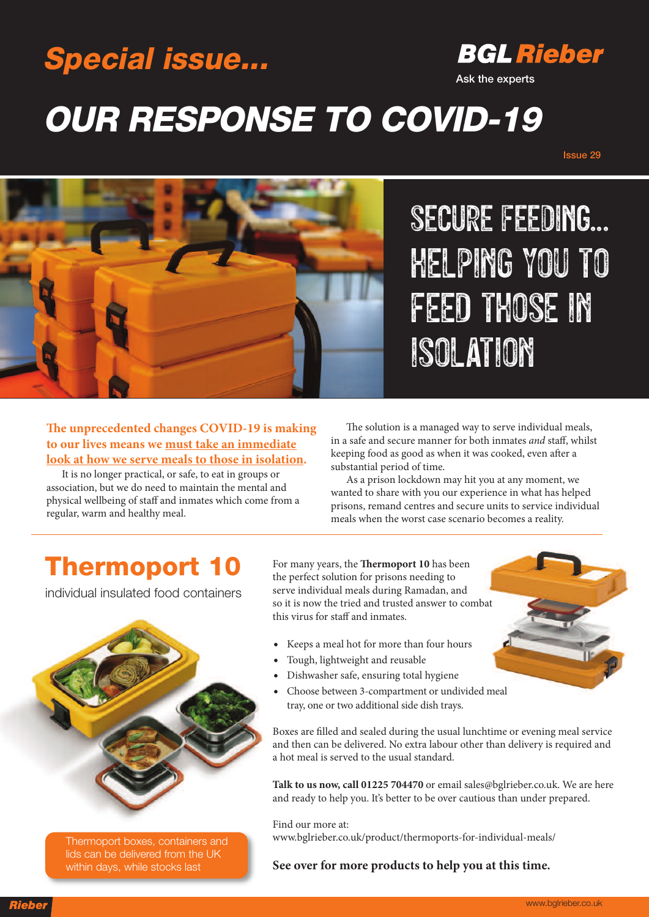# Special issue...

**BGL Rieber**
Ask the experts

# OUR RESPONSE TO COVID-19

Issue 29

## SECURE FEEDING... HELPING YOU TO FEED THOSE IN ISOLATION

**The unprecedented changes COVID-19 is making to our lives means we must take an immediate look at how we serve meals to those in isolation.**

It is no longer practical, or safe, to eat in groups or association, but we do need to maintain the mental and physical wellbeing of staff and inmates which come from a regular, warm and healthy meal.

The solution is a managed way to serve individual meals, in a safe and secure manner for both inmates *and* staff, whilst keeping food as good as when it was cooked, even after a substantial period of time.

As a prison lockdown may hit you at any moment, we wanted to share with you our experience in what has helped prisons, remand centres and secure units to service individual meals when the worst case scenario becomes a reality.

## Thermoport 10

individual insulated food containers

Thermoport boxes, containers and lids can be delivered from the UK within days, while stocks last

For many years, the **Thermoport 10** has been the perfect solution for prisons needing to serve individual meals during Ramadan, and so it is now the tried and trusted answer to combat this virus for staff and inmates.

- Keeps a meal hot for more than four hours
- Tough, lightweight and reusable
- Dishwasher safe, ensuring total hygiene
- Choose between 3-compartment or undivided meal tray, one or two additional side dish trays.

Boxes are filled and sealed during the usual lunchtime or evening meal service and then can be delivered. No extra labour other than delivery is required and a hot meal is served to the usual standard.

**Talk to us now, call 01225 704470** or email sales@bglrieber.co.uk. We are here and ready to help you. It's better to be over cautious than under prepared.

Find our more at:
www.bglrieber.co.uk/product/thermoports-for-individual-meals/

**See over for more products to help you at this time.**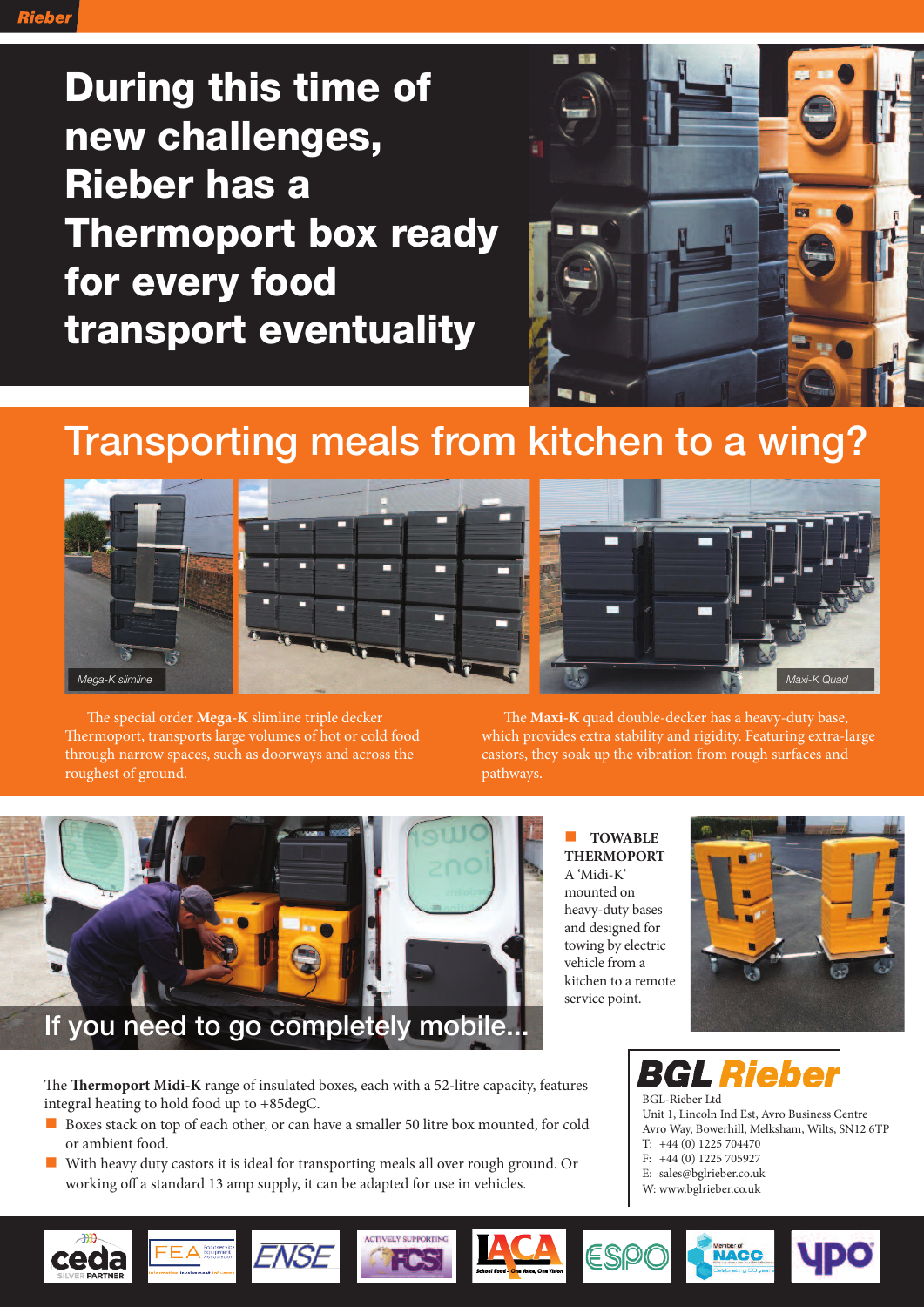# During this time of new challenges, Rieber has a Thermoport box ready for every food transport eventuality

## Transporting meals from kitchen to a wing?

*Mega-K slimline*

*Maxi-K Quad*

The special order **Mega-K** slimline triple decker Thermoport, transports large volumes of hot or cold food through narrow spaces, such as doorways and across the roughest of ground.

The **Maxi-K** quad double-decker has a heavy-duty base, which provides extra stability and rigidity. Featuring extra-large castors, they soak up the vibration from rough surfaces and pathways.

## If you need to go completely mobile...

**TOWABLE THERMOPORT** A 'Midi-K' mounted on heavy-duty bases and designed for towing by electric vehicle from a remote kitchen to a remote service point.

The **Thermoport Midi-K** range of insulated boxes, each with a 52-litre capacity, features integral heating to hold food up to +85degC.

- Boxes stack on top of each other, or can have a smaller 50 litre box mounted, for cold or ambient food.
- With heavy duty castors it is ideal for transporting meals all over rough ground. Or working off a standard 13 amp supply, it can be adapted for use in vehicles.

**BGL Rieber**

BGL-Rieber Ltd
Unit 1, Lincoln Ind Est, Avro Business Centre
Avro Way, Bowerhill, Melksham, Wilts, SN12 6TP
T: +44 (0) 1225 704470
F: +44 (0) 1225 705927
E: sales@bglrieber.co.uk
W: www.bglrieber.co.uk